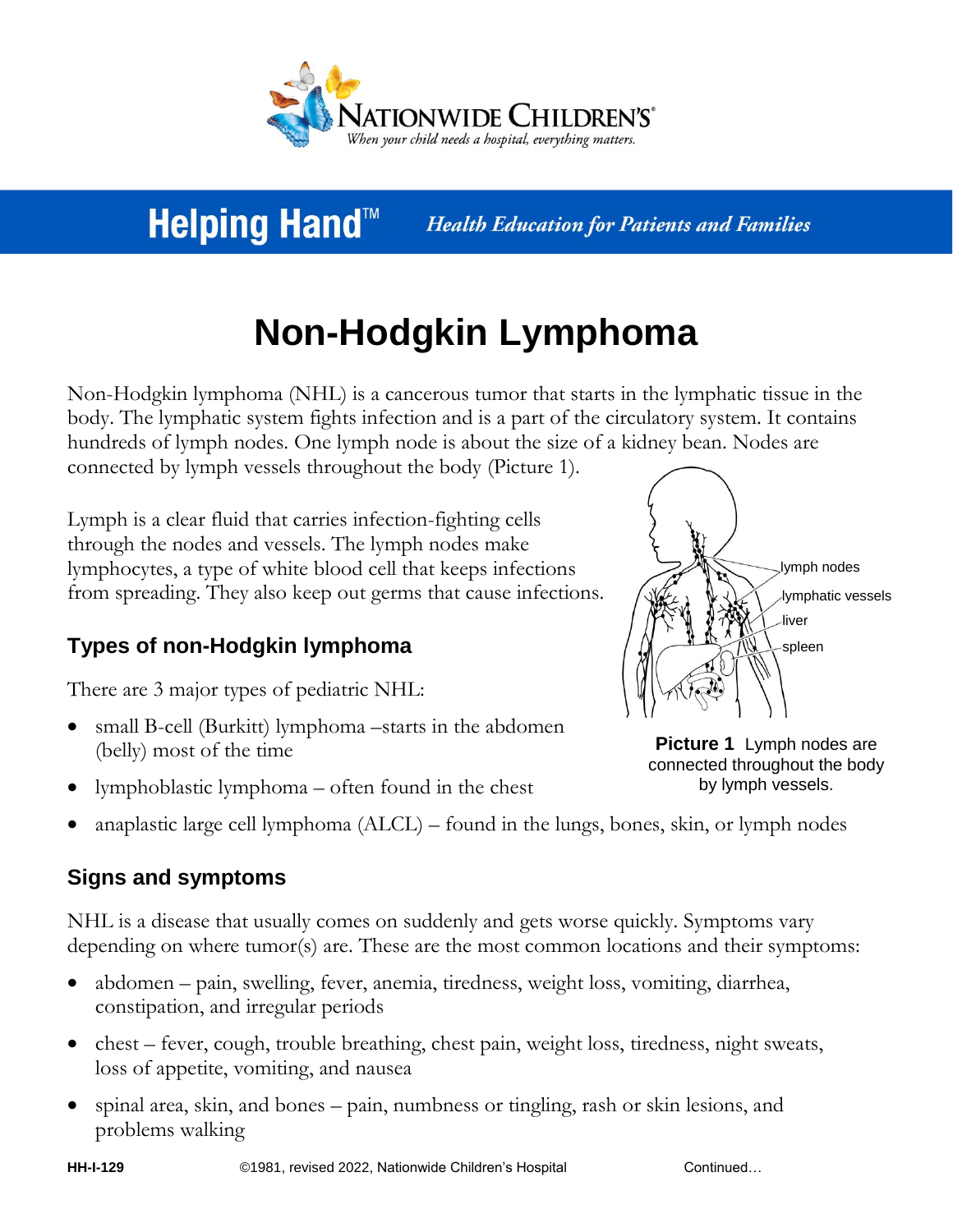Nationwide Children's — *When your child needs a hospital, everything matters.*

**Helping Hand™** *Health Education for Patients and Families*

# Non-Hodgkin Lymphoma

Non-Hodgkin lymphoma (NHL) is a cancerous tumor that starts in the lymphatic tissue in the body. The lymphatic system fights infection and is a part of the circulatory system. It contains hundreds of lymph nodes. One lymph node is about the size of a kidney bean. Nodes are connected by lymph vessels throughout the body (Picture 1).

Lymph is a clear fluid that carries infection-fighting cells through the nodes and vessels. The lymph nodes make lymphocytes, a type of white blood cell that keeps infections from spreading. They also keep out germs that cause infections.

lymph nodes
lymphatic vessels
liver
spleen

**Picture 1** Lymph nodes are connected throughout the body by lymph vessels.

## Types of non-Hodgkin lymphoma

There are 3 major types of pediatric NHL:

- small B-cell (Burkitt) lymphoma –starts in the abdomen (belly) most of the time
- lymphoblastic lymphoma – often found in the chest
- anaplastic large cell lymphoma (ALCL) – found in the lungs, bones, skin, or lymph nodes

## Signs and symptoms

NHL is a disease that usually comes on suddenly and gets worse quickly. Symptoms vary depending on where tumor(s) are. These are the most common locations and their symptoms:

- abdomen – pain, swelling, fever, anemia, tiredness, weight loss, vomiting, diarrhea, constipation, and irregular periods
- chest – fever, cough, trouble breathing, chest pain, weight loss, tiredness, night sweats, loss of appetite, vomiting, and nausea
- spinal area, skin, and bones – pain, numbness or tingling, rash or skin lesions, and problems walking

HH-I-129 ©1981, revised 2022, Nationwide Children's Hospital Continued…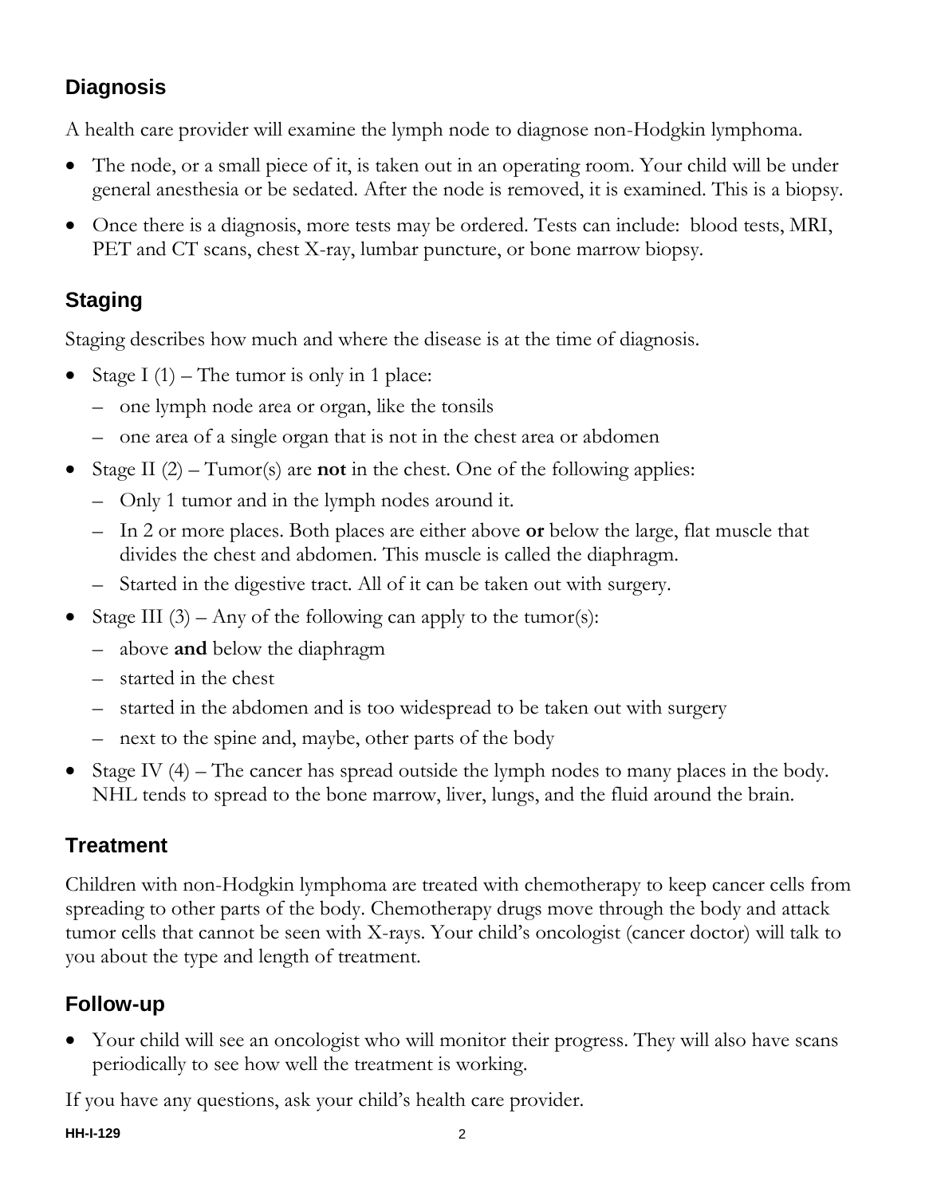## Diagnosis

A health care provider will examine the lymph node to diagnose non-Hodgkin lymphoma.

- The node, or a small piece of it, is taken out in an operating room. Your child will be under general anesthesia or be sedated. After the node is removed, it is examined. This is a biopsy.
- Once there is a diagnosis, more tests may be ordered. Tests can include: blood tests, MRI, PET and CT scans, chest X-ray, lumbar puncture, or bone marrow biopsy.

## Staging

Staging describes how much and where the disease is at the time of diagnosis.

- Stage I (1) – The tumor is only in 1 place:
  - one lymph node area or organ, like the tonsils
  - one area of a single organ that is not in the chest area or abdomen
- Stage II (2) – Tumor(s) are **not** in the chest. One of the following applies:
  - Only 1 tumor and in the lymph nodes around it.
  - In 2 or more places. Both places are either above **or** below the large, flat muscle that divides the chest and abdomen. This muscle is called the diaphragm.
  - Started in the digestive tract. All of it can be taken out with surgery.
- Stage III (3) – Any of the following can apply to the tumor(s):
  - above **and** below the diaphragm
  - started in the chest
  - started in the abdomen and is too widespread to be taken out with surgery
  - next to the spine and, maybe, other parts of the body
- Stage IV (4) – The cancer has spread outside the lymph nodes to many places in the body. NHL tends to spread to the bone marrow, liver, lungs, and the fluid around the brain.

## Treatment

Children with non-Hodgkin lymphoma are treated with chemotherapy to keep cancer cells from spreading to other parts of the body. Chemotherapy drugs move through the body and attack tumor cells that cannot be seen with X-rays. Your child's oncologist (cancer doctor) will talk to you about the type and length of treatment.

## Follow-up

- Your child will see an oncologist who will monitor their progress. They will also have scans periodically to see how well the treatment is working.

If you have any questions, ask your child's health care provider.

HH-I-129